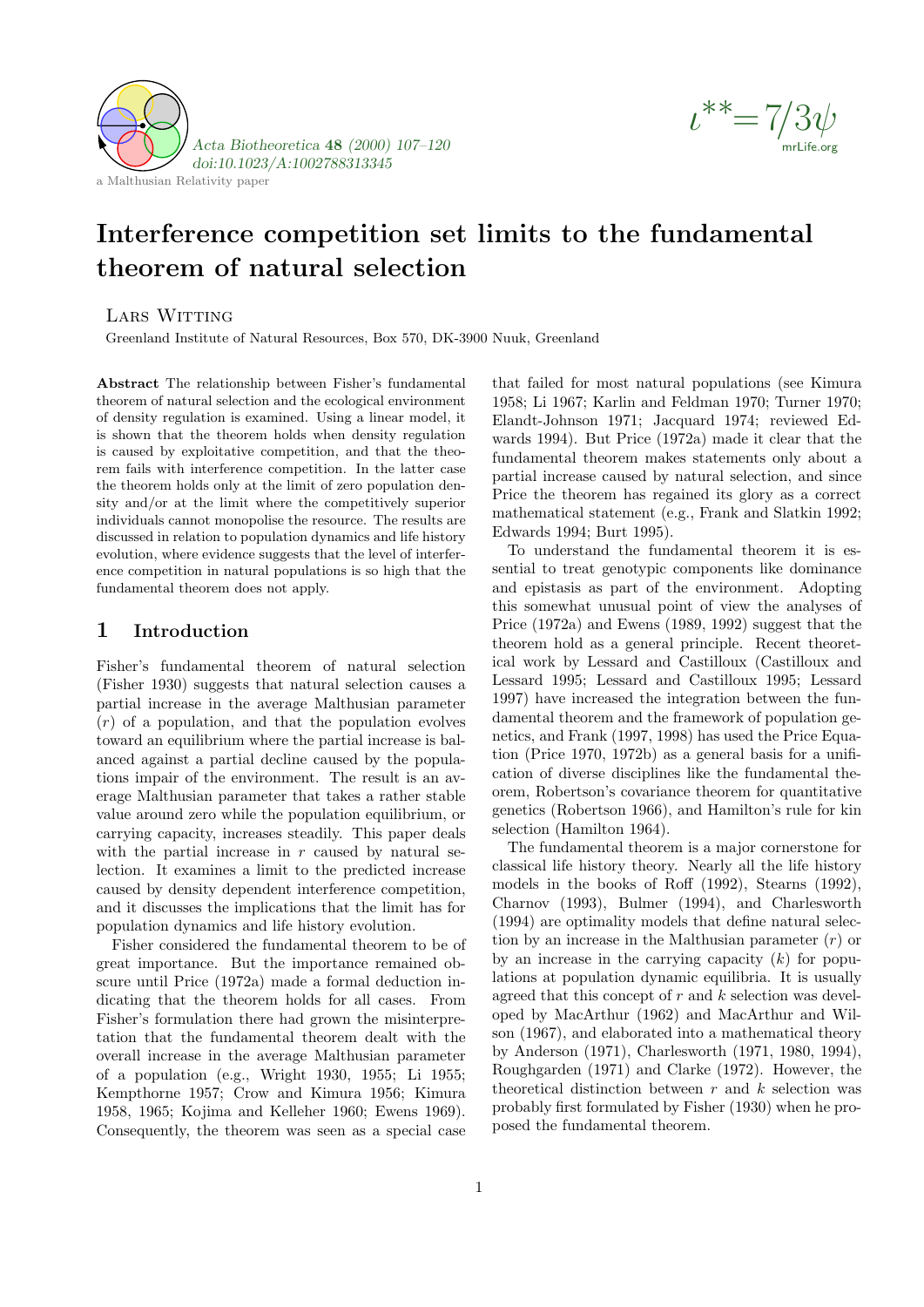*Acta Biotheoretica* **48** *(2000) 107–120*
*doi:10.1023/A:1002788313345*

a Malthusian Relativity paper

$\iota^{**}=7/3\psi$
mrLife.org

# Interference competition set limits to the fundamental theorem of natural selection

Lars Witting

Greenland Institute of Natural Resources, Box 570, DK-3900 Nuuk, Greenland

**Abstract** The relationship between Fisher's fundamental theorem of natural selection and the ecological environment of density regulation is examined. Using a linear model, it is shown that the theorem holds when density regulation is caused by exploitative competition, and that the theorem fails with interference competition. In the latter case the theorem holds only at the limit of zero population density and/or at the limit where the competitively superior individuals cannot monopolise the resource. The results are discussed in relation to population dynamics and life history evolution, where evidence suggests that the level of interference competition in natural populations is so high that the fundamental theorem does not apply.

## 1 Introduction

Fisher's fundamental theorem of natural selection (Fisher 1930) suggests that natural selection causes a partial increase in the average Malthusian parameter ($r$) of a population, and that the population evolves toward an equilibrium where the partial increase is balanced against a partial decline caused by the populations impair of the environment. The result is an average Malthusian parameter that takes a rather stable value around zero while the population equilibrium, or carrying capacity, increases steadily. This paper deals with the partial increase in $r$ caused by natural selection. It examines a limit to the predicted increase caused by density dependent interference competition, and it discusses the implications that the limit has for population dynamics and life history evolution.

Fisher considered the fundamental theorem to be of great importance. But the importance remained obscure until Price (1972a) made a formal deduction indicating that the theorem holds for all cases. From Fisher's formulation there had grown the misinterpretation that the fundamental theorem dealt with the overall increase in the average Malthusian parameter of a population (e.g., Wright 1930, 1955; Li 1955; Kempthorne 1957; Crow and Kimura 1956; Kimura 1958, 1965; Kojima and Kelleher 1960; Ewens 1969). Consequently, the theorem was seen as a special case that failed for most natural populations (see Kimura 1958; Li 1967; Karlin and Feldman 1970; Turner 1970; Elandt-Johnson 1971; Jacquard 1974; reviewed Edwards 1994). But Price (1972a) made it clear that the fundamental theorem makes statements only about a partial increase caused by natural selection, and since Price the theorem has regained its glory as a correct mathematical statement (e.g., Frank and Slatkin 1992; Edwards 1994; Burt 1995).

To understand the fundamental theorem it is essential to treat genotypic components like dominance and epistasis as part of the environment. Adopting this somewhat unusual point of view the analyses of Price (1972a) and Ewens (1989, 1992) suggest that the theorem hold as a general principle. Recent theoretical work by Lessard and Castilloux (Castilloux and Lessard 1995; Lessard and Castilloux 1995; Lessard 1997) have increased the integration between the fundamental theorem and the framework of population genetics, and Frank (1997, 1998) has used the Price Equation (Price 1970, 1972b) as a general basis for a unification of diverse disciplines like the fundamental theorem, Robertson's covariance theorem for quantitative genetics (Robertson 1966), and Hamilton's rule for kin selection (Hamilton 1964).

The fundamental theorem is a major cornerstone for classical life history theory. Nearly all the life history models in the books of Roff (1992), Stearns (1992), Charnov (1993), Bulmer (1994), and Charlesworth (1994) are optimality models that define natural selection by an increase in the Malthusian parameter ($r$) or by an increase in the carrying capacity ($k$) for populations at population dynamic equilibria. It is usually agreed that this concept of $r$ and $k$ selection was developed by MacArthur (1962) and MacArthur and Wilson (1967), and elaborated into a mathematical theory by Anderson (1971), Charlesworth (1971, 1980, 1994), Roughgarden (1971) and Clarke (1972). However, the theoretical distinction between $r$ and $k$ selection was probably first formulated by Fisher (1930) when he proposed the fundamental theorem.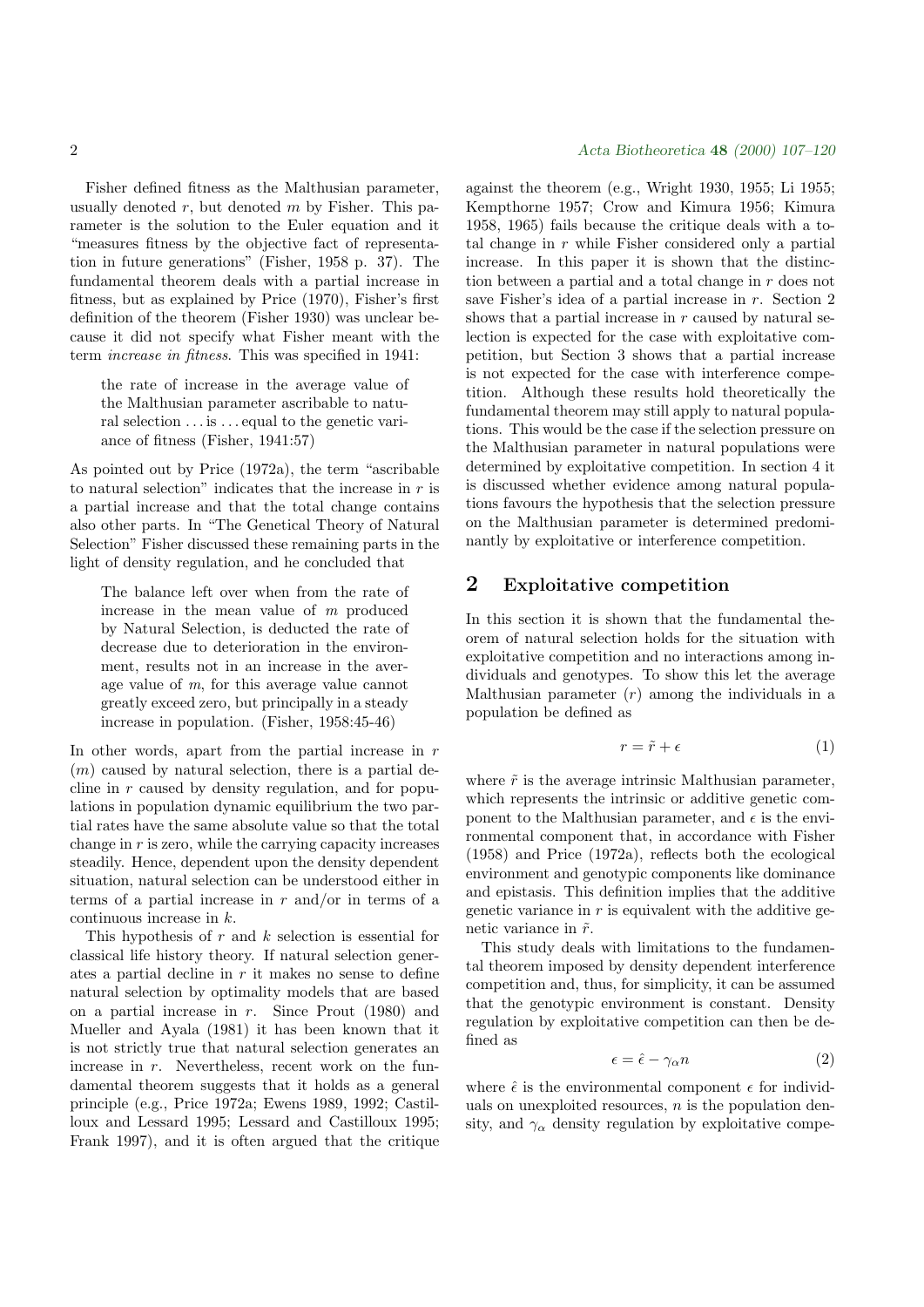Fisher defined fitness as the Malthusian parameter, usually denoted $r$, but denoted $m$ by Fisher. This parameter is the solution to the Euler equation and it "measures fitness by the objective fact of representation in future generations" (Fisher, 1958 p. 37). The fundamental theorem deals with a partial increase in fitness, but as explained by Price (1970), Fisher's first definition of the theorem (Fisher 1930) was unclear because it did not specify what Fisher meant with the term *increase in fitness*. This was specified in 1941:

> the rate of increase in the average value of the Malthusian parameter ascribable to natural selection ... is ... equal to the genetic variance of fitness (Fisher, 1941:57)

As pointed out by Price (1972a), the term "ascribable to natural selection" indicates that the increase in $r$ is a partial increase and that the total change contains also other parts. In "The Genetical Theory of Natural Selection" Fisher discussed these remaining parts in the light of density regulation, and he concluded that

> The balance left over when from the rate of increase in the mean value of $m$ produced by Natural Selection, is deducted the rate of decrease due to deterioration in the environment, results not in an increase in the average value of $m$, for this average value cannot greatly exceed zero, but principally in a steady increase in population. (Fisher, 1958:45-46)

In other words, apart from the partial increase in $r$ ($m$) caused by natural selection, there is a partial decline in $r$ caused by density regulation, and for populations in population dynamic equilibrium the two partial rates have the same absolute value so that the total change in $r$ is zero, while the carrying capacity increases steadily. Hence, dependent upon the density dependent situation, natural selection can be understood either in terms of a partial increase in $r$ and/or in terms of a continuous increase in $k$.

This hypothesis of $r$ and $k$ selection is essential for classical life history theory. If natural selection generates a partial decline in $r$ it makes no sense to define natural selection by optimality models that are based on a partial increase in $r$. Since Prout (1980) and Mueller and Ayala (1981) it has been known that it is not strictly true that natural selection generates an increase in $r$. Nevertheless, recent work on the fundamental theorem suggests that it holds as a general principle (e.g., Price 1972a; Ewens 1989, 1992; Castilloux and Lessard 1995; Lessard and Castilloux 1995; Frank 1997), and it is often argued that the critique against the theorem (e.g., Wright 1930, 1955; Li 1955; Kempthorne 1957; Crow and Kimura 1956; Kimura 1958, 1965) fails because the critique deals with a total change in $r$ while Fisher considered only a partial increase. In this paper it is shown that the distinction between a partial and a total change in $r$ does not save Fisher's idea of a partial increase in $r$. Section 2 shows that a partial increase in $r$ caused by natural selection is expected for the case with exploitative competition, but Section 3 shows that a partial increase is not expected for the case with interference competition. Although these results hold theoretically the fundamental theorem may still apply to natural populations. This would be the case if the selection pressure on the Malthusian parameter in natural populations were determined by exploitative competition. In section 4 it is discussed whether evidence among natural populations favours the hypothesis that the selection pressure on the Malthusian parameter is determined predominantly by exploitative or interference competition.

## 2 Exploitative competition

In this section it is shown that the fundamental theorem of natural selection holds for the situation with exploitative competition and no interactions among individuals and genotypes. To show this let the average Malthusian parameter ($r$) among the individuals in a population be defined as

$$r = \tilde{r} + \epsilon \tag{1}$$

where $\tilde{r}$ is the average intrinsic Malthusian parameter, which represents the intrinsic or additive genetic component to the Malthusian parameter, and $\epsilon$ is the environmental component that, in accordance with Fisher (1958) and Price (1972a), reflects both the ecological environment and genotypic components like dominance and epistasis. This definition implies that the additive genetic variance in $r$ is equivalent with the additive genetic variance in $\tilde{r}$.

This study deals with limitations to the fundamental theorem imposed by density dependent interference competition and, thus, for simplicity, it can be assumed that the genotypic environment is constant. Density regulation by exploitative competition can then be defined as

$$\epsilon = \hat{\epsilon} - \gamma_\alpha n \tag{2}$$

where $\hat{\epsilon}$ is the environmental component $\epsilon$ for individuals on unexploited resources, $n$ is the population density, and $\gamma_\alpha$ density regulation by exploitative compe-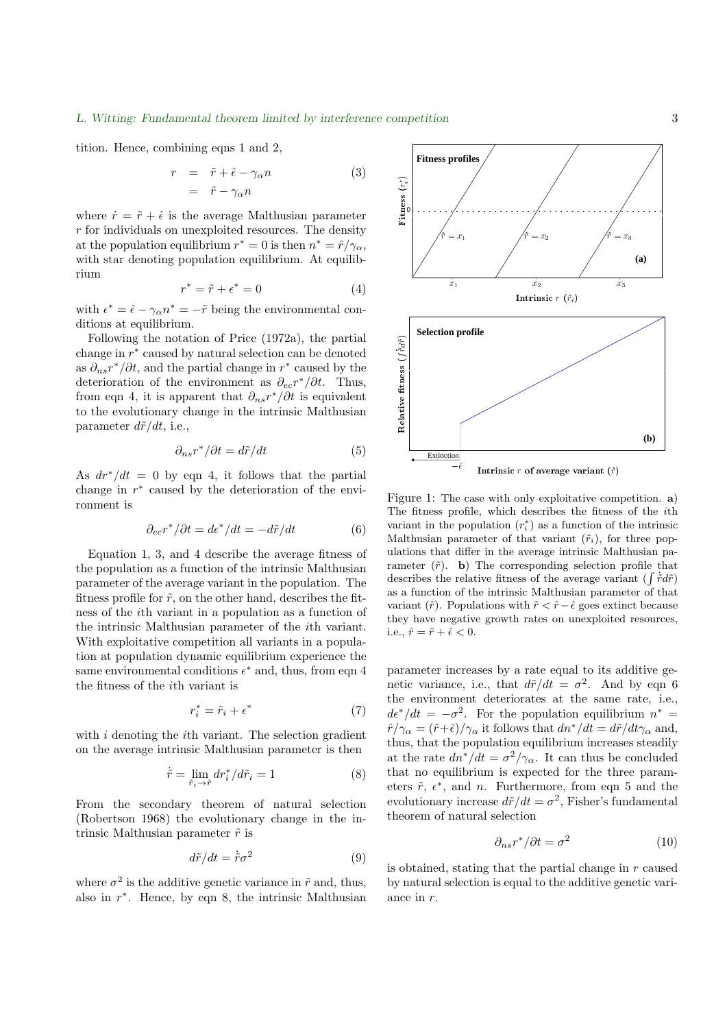tition. Hence, combining eqns 1 and 2,

$$
\begin{aligned}
r &= \tilde{r} + \hat{\epsilon} - \gamma_\alpha n \\
&= \hat{r} - \gamma_\alpha n
\end{aligned} \tag{3}
$$

where $\hat{r} = \tilde{r} + \hat{\epsilon}$ is the average Malthusian parameter $r$ for individuals on unexploited resources. The density at the population equilibrium $r^* = 0$ is then $n^* = \hat{r}/\gamma_\alpha$, with star denoting population equilibrium. At equilibrium

$$
r^* = \tilde{r} + \epsilon^* = 0 \tag{4}
$$

with $\epsilon^* = \hat{\epsilon} - \gamma_\alpha n^* = -\tilde{r}$ being the environmental conditions at equilibrium.

Following the notation of Price (1972a), the partial change in $r^*$ caused by natural selection can be denoted as $\partial_{ns} r^*/\partial t$, and the partial change in $r^*$ caused by the deterioration of the environment as $\partial_{ec} r^*/\partial t$. Thus, from eqn 4, it is apparent that $\partial_{ns} r^*/\partial t$ is equivalent to the evolutionary change in the intrinsic Malthusian parameter $d\tilde{r}/dt$, i.e.,

$$
\partial_{ns} r^*/\partial t = d\tilde{r}/dt \tag{5}
$$

As $dr^*/dt = 0$ by eqn 4, it follows that the partial change in $r^*$ caused by the deterioration of the environment is

$$
\partial_{ec} r^*/\partial t = d\epsilon^*/dt = -d\tilde{r}/dt \tag{6}
$$

Equation 1, 3, and 4 describe the average fitness of the population as a function of the intrinsic Malthusian parameter of the average variant in the population. The fitness profile for $\tilde{r}$, on the other hand, describes the fitness of the $i$th variant in a population as a function of the intrinsic Malthusian parameter of the $i$th variant. With exploitative competition all variants in a population at population dynamic equilibrium experience the same environmental conditions $\epsilon^*$ and, thus, from eqn 4 the fitness of the $i$th variant is

$$
r_i^* = \tilde{r}_i + \epsilon^* \tag{7}
$$

with $i$ denoting the $i$th variant. The selection gradient on the average intrinsic Malthusian parameter is then

$$
\dot{\tilde{r}} = \lim_{\tilde{r}_i \to \tilde{r}} dr_i^*/d\tilde{r}_i = 1 \tag{8}
$$

From the secondary theorem of natural selection (Robertson 1968) the evolutionary change in the intrinsic Malthusian parameter $\tilde{r}$ is

$$
d\tilde{r}/dt = \dot{\tilde{r}}\sigma^2 \tag{9}
$$

where $\sigma^2$ is the additive genetic variance in $\tilde{r}$ and, thus, also in $r^*$. Hence, by eqn 8, the intrinsic Malthusian parameter increases by a rate equal to its additive genetic variance, i.e., that $d\tilde{r}/dt = \sigma^2$. And by eqn 6 the environment deteriorates at the same rate, i.e., $d\epsilon^*/dt = -\sigma^2$. For the population equilibrium $n^* = \hat{r}/\gamma_\alpha = (\tilde{r}+\hat{\epsilon})/\gamma_\alpha$ it follows that $dn^*/dt = d\tilde{r}/dt\gamma_\alpha$ and, thus, that the population equilibrium increases steadily at the rate $dn^*/dt = \sigma^2/\gamma_\alpha$. It can thus be concluded that no equilibrium is expected for the three parameters $\tilde{r}$, $\epsilon^*$, and $n$. Furthermore, from eqn 5 and the evolutionary increase $d\tilde{r}/dt = \sigma^2$, Fisher's fundamental theorem of natural selection

$$
\partial_{ns} r^*/\partial t = \sigma^2 \tag{10}
$$

is obtained, stating that the partial change in $r$ caused by natural selection is equal to the additive genetic variance in $r$.

Figure 1: The case with only exploitative competition. **a**) The fitness profile, which describes the fitness of the $i$th variant in the population ($r_i^*$) as a function of the intrinsic Malthusian parameter of that variant ($\tilde{r}_i$), for three populations that differ in the average intrinsic Malthusian parameter ($\tilde{r}$). **b**) The corresponding selection profile that describes the relative fitness of the average variant ($\int \dot{\tilde{r}} d\tilde{r}$) as a function of the intrinsic Malthusian parameter of that variant ($\tilde{r}$). Populations with $\tilde{r} < \hat{r} - \hat{\epsilon}$ goes extinct because they have negative growth rates on unexploited resources, i.e., $\hat{r} = \tilde{r} + \hat{\epsilon} < 0$.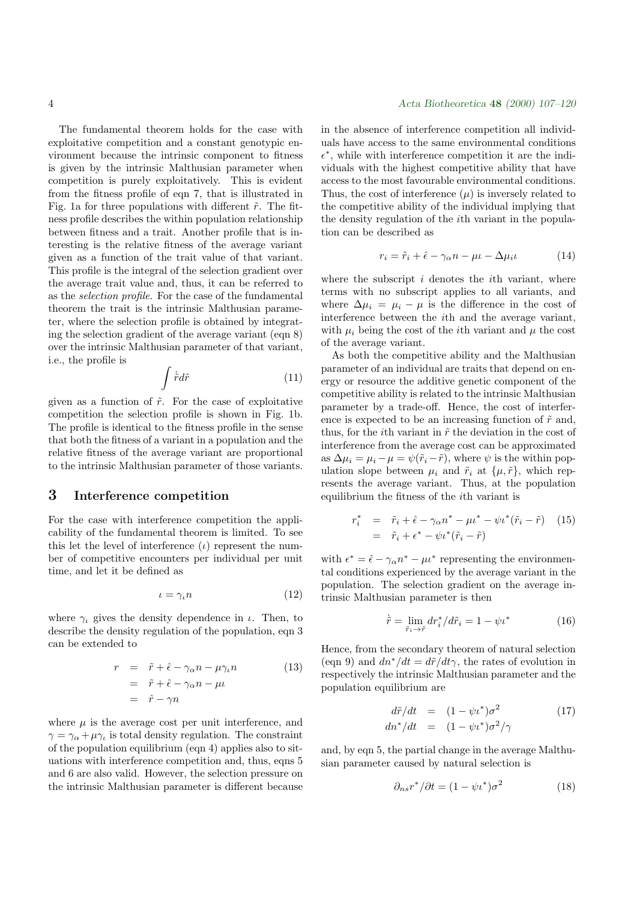The fundamental theorem holds for the case with exploitative competition and a constant genotypic environment because the intrinsic component to fitness is given by the intrinsic Malthusian parameter when competition is purely exploitatively. This is evident from the fitness profile of eqn 7, that is illustrated in Fig. 1a for three populations with different $\tilde{r}$. The fitness profile describes the within population relationship between fitness and a trait. Another profile that is interesting is the relative fitness of the average variant given as a function of the trait value of that variant. This profile is the integral of the selection gradient over the average trait value and, thus, it can be referred to as the *selection profile*. For the case of the fundamental theorem the trait is the intrinsic Malthusian parameter, where the selection profile is obtained by integrating the selection gradient of the average variant (eqn 8) over the intrinsic Malthusian parameter of that variant, i.e., the profile is

$$\int \dot{\tilde{r}} d\tilde{r} \tag{11}$$

given as a function of $\tilde{r}$. For the case of exploitative competition the selection profile is shown in Fig. 1b. The profile is identical to the fitness profile in the sense that both the fitness of a variant in a population and the relative fitness of the average variant are proportional to the intrinsic Malthusian parameter of those variants.

## 3 Interference competition

For the case with interference competition the applicability of the fundamental theorem is limited. To see this let the level of interference ($\iota$) represent the number of competitive encounters per individual per unit time, and let it be defined as

$$\iota = \gamma_\iota n \tag{12}$$

where $\gamma_\iota$ gives the density dependence in $\iota$. Then, to describe the density regulation of the population, eqn 3 can be extended to

$$\begin{aligned} r &= \tilde{r} + \hat{\epsilon} - \gamma_\alpha n - \mu \gamma_\iota n \\ &= \tilde{r} + \hat{\epsilon} - \gamma_\alpha n - \mu \iota \\ &= \hat{r} - \gamma n \end{aligned} \tag{13}$$

where $\mu$ is the average cost per unit interference, and $\gamma = \gamma_\alpha + \mu\gamma_\iota$ is total density regulation. The constraint of the population equilibrium (eqn 4) applies also to situations with interference competition and, thus, eqns 5 and 6 are also valid. However, the selection pressure on the intrinsic Malthusian parameter is different because in the absence of interference competition all individuals have access to the same environmental conditions $\epsilon^*$, while with interference competition it are the individuals with the highest competitive ability that have access to the most favourable environmental conditions. Thus, the cost of interference ($\mu$) is inversely related to the competitive ability of the individual implying that the density regulation of the $i$th variant in the population can be described as

$$r_i = \tilde{r}_i + \hat{\epsilon} - \gamma_\alpha n - \mu\iota - \Delta\mu_i \iota \tag{14}$$

where the subscript $i$ denotes the $i$th variant, where terms with no subscript applies to all variants, and where $\Delta\mu_i = \mu_i - \mu$ is the difference in the cost of interference between the $i$th and the average variant, with $\mu_i$ being the cost of the $i$th variant and $\mu$ the cost of the average variant.

As both the competitive ability and the Malthusian parameter of an individual are traits that depend on energy or resource the additive genetic component of the competitive ability is related to the intrinsic Malthusian parameter by a trade-off. Hence, the cost of interference is expected to be an increasing function of $\tilde{r}$ and, thus, for the $i$th variant in $\tilde{r}$ the deviation in the cost of interference from the average cost can be approximated as $\Delta\mu_i = \mu_i - \mu = \psi(\tilde{r}_i - \tilde{r})$, where $\psi$ is the within population slope between $\mu_i$ and $\tilde{r}_i$ at $\{\mu, \tilde{r}\}$, which represents the average variant. Thus, at the population equilibrium the fitness of the $i$th variant is

$$\begin{aligned} r_i^* &= \tilde{r}_i + \hat{\epsilon} - \gamma_\alpha n^* - \mu\iota^* - \psi\iota^*(\tilde{r}_i - \tilde{r}) \\ &= \tilde{r}_i + \epsilon^* - \psi\iota^*(\tilde{r}_i - \tilde{r}) \end{aligned} \tag{15}$$

with $\epsilon^* = \hat{\epsilon} - \gamma_\alpha n^* - \mu\iota^*$ representing the environmental conditions experienced by the average variant in the population. The selection gradient on the average intrinsic Malthusian parameter is then

$$\dot{\tilde{r}} = \lim_{\tilde{r}_i \to \tilde{r}} dr_i^*/d\tilde{r}_i = 1 - \psi\iota^* \tag{16}$$

Hence, from the secondary theorem of natural selection (eqn 9) and $dn^*/dt = d\tilde{r}/dt\gamma$, the rates of evolution in respectively the intrinsic Malthusian parameter and the population equilibrium are

$$\begin{aligned} d\tilde{r}/dt &= (1 - \psi\iota^*)\sigma^2 \\ dn^*/dt &= (1 - \psi\iota^*)\sigma^2/\gamma \end{aligned} \tag{17}$$

and, by eqn 5, the partial change in the average Malthusian parameter caused by natural selection is

$$\partial_{ns} r^*/\partial t = (1 - \psi\iota^*)\sigma^2 \tag{18}$$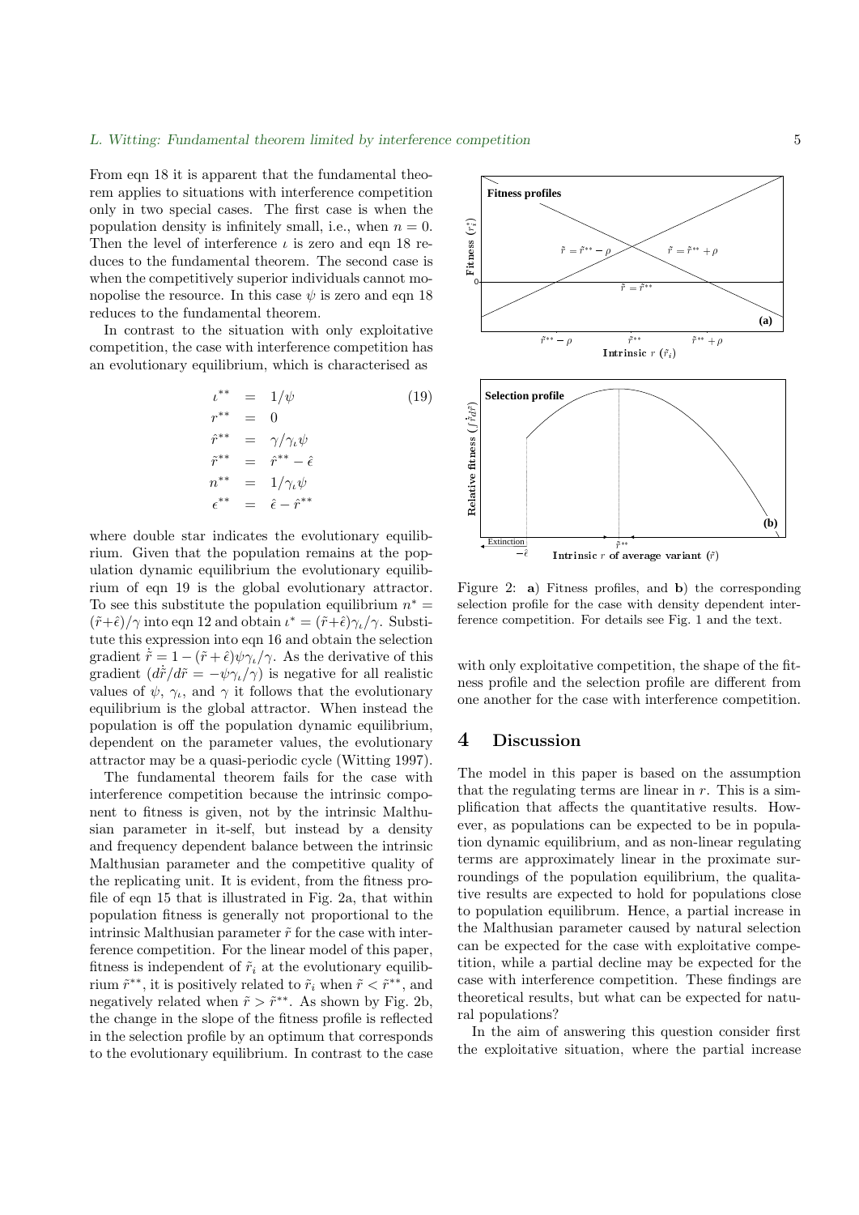From eqn 18 it is apparent that the fundamental theorem applies to situations with interference competition only in two special cases. The first case is when the population density is infinitely small, i.e., when $n = 0$. Then the level of interference $\iota$ is zero and eqn 18 reduces to the fundamental theorem. The second case is when the competitively superior individuals cannot monopolise the resource. In this case $\psi$ is zero and eqn 18 reduces to the fundamental theorem.

In contrast to the situation with only exploitative competition, the case with interference competition has an evolutionary equilibrium, which is characterised as

$$
\begin{aligned}
\iota^{**} &= 1/\psi \\
r^{**} &= 0 \\
\hat{r}^{**} &= \gamma/\gamma_\iota\psi \\
\tilde{r}^{**} &= \hat{r}^{**} - \hat{\epsilon} \\
n^{**} &= 1/\gamma_\iota\psi \\
\epsilon^{**} &= \hat{\epsilon} - \hat{r}^{**}
\end{aligned}
\tag{19}
$$

where double star indicates the evolutionary equilibrium. Given that the population remains at the population dynamic equilibrium the evolutionary equilibrium of eqn 19 is the global evolutionary attractor. To see this substitute the population equilibrium $n^* = (\tilde{r}+\hat{\epsilon})/\gamma$ into eqn 12 and obtain $\iota^* = (\tilde{r}+\hat{\epsilon})\gamma_\iota/\gamma$. Substitute this expression into eqn 16 and obtain the selection gradient $\dot{\tilde{r}} = 1-(\tilde{r}+\hat{\epsilon})\psi\gamma_\iota/\gamma$. As the derivative of this gradient ($d\dot{\tilde{r}}/d\tilde{r} = -\psi\gamma_\iota/\gamma$) is negative for all realistic values of $\psi$, $\gamma_\iota$, and $\gamma$ it follows that the evolutionary equilibrium is the global attractor. When instead the population is off the population dynamic equilibrium, dependent on the parameter values, the evolutionary attractor may be a quasi-periodic cycle (Witting 1997).

The fundamental theorem fails for the case with interference competition because the intrinsic component to fitness is given, not by the intrinsic Malthusian parameter in it-self, but instead by a density and frequency dependent balance between the intrinsic Malthusian parameter and the competitive quality of the replicating unit. It is evident, from the fitness profile of eqn 15 that is illustrated in Fig. 2a, that within population fitness is generally not proportional to the intrinsic Malthusian parameter $\tilde{r}$ for the case with interference competition. For the linear model of this paper, fitness is independent of $\tilde{r}_i$ at the evolutionary equilibrium $\tilde{r}^{**}$, it is positively related to $\tilde{r}_i$ when $\tilde{r} < \tilde{r}^{**}$, and negatively related when $\tilde{r} > \tilde{r}^{**}$. As shown by Fig. 2b, the change in the slope of the fitness profile is reflected in the selection profile by an optimum that corresponds to the evolutionary equilibrium. In contrast to the case with only exploitative competition, the shape of the fitness profile and the selection profile are different from one another for the case with interference competition.

Figure 2: **a**) Fitness profiles, and **b**) the corresponding selection profile for the case with density dependent interference competition. For details see Fig. 1 and the text.

## 4 Discussion

The model in this paper is based on the assumption that the regulating terms are linear in $r$. This is a simplification that affects the quantitative results. However, as populations can be expected to be in population dynamic equilibrium, and as non-linear regulating terms are approximately linear in the proximate surroundings of the population equilibrium, the qualitative results are expected to hold for populations close to population equilibrum. Hence, a partial increase in the Malthusian parameter caused by natural selection can be expected for the case with exploitative competition, while a partial decline may be expected for the case with interference competition. These findings are theoretical results, but what can be expected for natural populations?

In the aim of answering this question consider first the exploitative situation, where the partial increase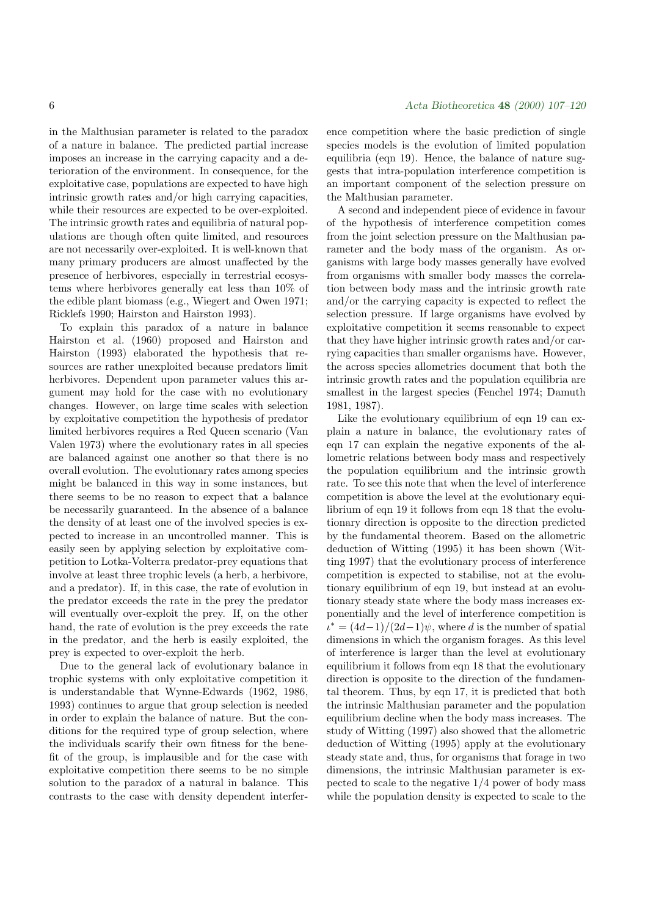in the Malthusian parameter is related to the paradox of a nature in balance. The predicted partial increase imposes an increase in the carrying capacity and a deterioration of the environment. In consequence, for the exploitative case, populations are expected to have high intrinsic growth rates and/or high carrying capacities, while their resources are expected to be over-exploited. The intrinsic growth rates and equilibria of natural populations are though often quite limited, and resources are not necessarily over-exploited. It is well-known that many primary producers are almost unaffected by the presence of herbivores, especially in terrestrial ecosystems where herbivores generally eat less than 10% of the edible plant biomass (e.g., Wiegert and Owen 1971; Ricklefs 1990; Hairston and Hairston 1993).

To explain this paradox of a nature in balance Hairston et al. (1960) proposed and Hairston and Hairston (1993) elaborated the hypothesis that resources are rather unexploited because predators limit herbivores. Dependent upon parameter values this argument may hold for the case with no evolutionary changes. However, on large time scales with selection by exploitative competition the hypothesis of predator limited herbivores requires a Red Queen scenario (Van Valen 1973) where the evolutionary rates in all species are balanced against one another so that there is no overall evolution. The evolutionary rates among species might be balanced in this way in some instances, but there seems to be no reason to expect that a balance be necessarily guaranteed. In the absence of a balance the density of at least one of the involved species is expected to increase in an uncontrolled manner. This is easily seen by applying selection by exploitative competition to Lotka-Volterra predator-prey equations that involve at least three trophic levels (a herb, a herbivore, and a predator). If, in this case, the rate of evolution in the predator exceeds the rate in the prey the predator will eventually over-exploit the prey. If, on the other hand, the rate of evolution is the prey exceeds the rate in the predator, and the herb is easily exploited, the prey is expected to over-exploit the herb.

Due to the general lack of evolutionary balance in trophic systems with only exploitative competition it is understandable that Wynne-Edwards (1962, 1986, 1993) continues to argue that group selection is needed in order to explain the balance of nature. But the conditions for the required type of group selection, where the individuals scarify their own fitness for the benefit of the group, is implausible and for the case with exploitative competition there seems to be no simple solution to the paradox of a natural in balance. This contrasts to the case with density dependent interference competition where the basic prediction of single species models is the evolution of limited population equilibria (eqn 19). Hence, the balance of nature suggests that intra-population interference competition is an important component of the selection pressure on the Malthusian parameter.

A second and independent piece of evidence in favour of the hypothesis of interference competition comes from the joint selection pressure on the Malthusian parameter and the body mass of the organism. As organisms with large body masses generally have evolved from organisms with smaller body masses the correlation between body mass and the intrinsic growth rate and/or the carrying capacity is expected to reflect the selection pressure. If large organisms have evolved by exploitative competition it seems reasonable to expect that they have higher intrinsic growth rates and/or carrying capacities than smaller organisms have. However, the across species allometries document that both the intrinsic growth rates and the population equilibria are smallest in the largest species (Fenchel 1974; Damuth 1981, 1987).

Like the evolutionary equilibrium of eqn 19 can explain a nature in balance, the evolutionary rates of eqn 17 can explain the negative exponents of the allometric relations between body mass and respectively the population equilibrium and the intrinsic growth rate. To see this note that when the level of interference competition is above the level at the evolutionary equilibrium of eqn 19 it follows from eqn 18 that the evolutionary direction is opposite to the direction predicted by the fundamental theorem. Based on the allometric deduction of Witting (1995) it has been shown (Witting 1997) that the evolutionary process of interference competition is expected to stabilise, not at the evolutionary equilibrium of eqn 19, but instead at an evolutionary steady state where the body mass increases exponentially and the level of interference competition is $\iota^* = (4d-1)/(2d-1)\psi$, where $d$ is the number of spatial dimensions in which the organism forages. As this level of interference is larger than the level at evolutionary equilibrium it follows from eqn 18 that the evolutionary direction is opposite to the direction of the fundamental theorem. Thus, by eqn 17, it is predicted that both the intrinsic Malthusian parameter and the population equilibrium decline when the body mass increases. The study of Witting (1997) also showed that the allometric deduction of Witting (1995) apply at the evolutionary steady state and, thus, for organisms that forage in two dimensions, the intrinsic Malthusian parameter is expected to scale to the negative 1/4 power of body mass while the population density is expected to scale to the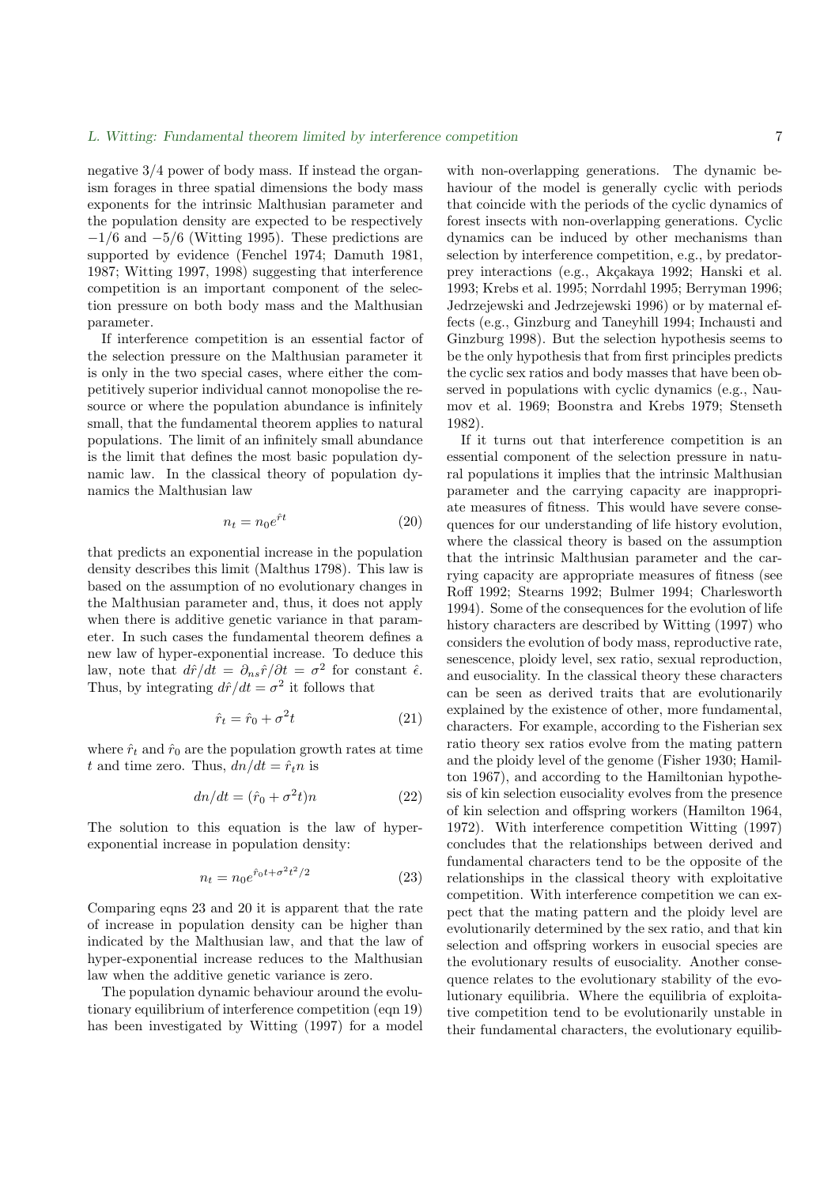negative 3/4 power of body mass. If instead the organism forages in three spatial dimensions the body mass exponents for the intrinsic Malthusian parameter and the population density are expected to be respectively $-1/6$ and $-5/6$ (Witting 1995). These predictions are supported by evidence (Fenchel 1974; Damuth 1981, 1987; Witting 1997, 1998) suggesting that interference competition is an important component of the selection pressure on both body mass and the Malthusian parameter.

If interference competition is an essential factor of the selection pressure on the Malthusian parameter it is only in the two special cases, where either the competitively superior individual cannot monopolise the resource or where the population abundance is infinitely small, that the fundamental theorem applies to natural populations. The limit of an infinitely small abundance is the limit that defines the most basic population dynamic law. In the classical theory of population dynamics the Malthusian law

$$n_t = n_0 e^{\hat{r}t} \tag{20}$$

that predicts an exponential increase in the population density describes this limit (Malthus 1798). This law is based on the assumption of no evolutionary changes in the Malthusian parameter and, thus, it does not apply when there is additive genetic variance in that parameter. In such cases the fundamental theorem defines a new law of hyper-exponential increase. To deduce this law, note that $d\hat{r}/dt = \partial_{ns}\hat{r}/\partial t = \sigma^2$ for constant $\hat{\epsilon}$. Thus, by integrating $d\hat{r}/dt = \sigma^2$ it follows that

$$\hat{r}_t = \hat{r}_0 + \sigma^2 t \tag{21}$$

where $\hat{r}_t$ and $\hat{r}_0$ are the population growth rates at time $t$ and time zero. Thus, $dn/dt = \hat{r}_t n$ is

$$dn/dt = (\hat{r}_0 + \sigma^2 t)n \tag{22}$$

The solution to this equation is the law of hyper-exponential increase in population density:

$$n_t = n_0 e^{\hat{r}_0 t + \sigma^2 t^2/2} \tag{23}$$

Comparing eqns 23 and 20 it is apparent that the rate of increase in population density can be higher than indicated by the Malthusian law, and that the law of hyper-exponential increase reduces to the Malthusian law when the additive genetic variance is zero.

The population dynamic behaviour around the evolutionary equilibrium of interference competition (eqn 19) has been investigated by Witting (1997) for a model with non-overlapping generations. The dynamic behaviour of the model is generally cyclic with periods that coincide with the periods of the cyclic dynamics of forest insects with non-overlapping generations. Cyclic dynamics can be induced by other mechanisms than selection by interference competition, e.g., by predator-prey interactions (e.g., Akçakaya 1992; Hanski et al. 1993; Krebs et al. 1995; Norrdahl 1995; Berryman 1996; Jedrzejewski and Jedrzejewski 1996) or by maternal effects (e.g., Ginzburg and Taneyhill 1994; Inchausti and Ginzburg 1998). But the selection hypothesis seems to be the only hypothesis that from first principles predicts the cyclic sex ratios and body masses that have been observed in populations with cyclic dynamics (e.g., Naumov et al. 1969; Boonstra and Krebs 1979; Stenseth 1982).

If it turns out that interference competition is an essential component of the selection pressure in natural populations it implies that the intrinsic Malthusian parameter and the carrying capacity are inappropriate measures of fitness. This would have severe consequences for our understanding of life history evolution, where the classical theory is based on the assumption that the intrinsic Malthusian parameter and the carrying capacity are appropriate measures of fitness (see Roff 1992; Stearns 1992; Bulmer 1994; Charlesworth 1994). Some of the consequences for the evolution of life history characters are described by Witting (1997) who considers the evolution of body mass, reproductive rate, senescence, ploidy level, sex ratio, sexual reproduction, and eusociality. In the classical theory these characters can be seen as derived traits that are evolutionarily explained by the existence of other, more fundamental, characters. For example, according to the Fisherian sex ratio theory sex ratios evolve from the mating pattern and the ploidy level of the genome (Fisher 1930; Hamilton 1967), and according to the Hamiltonian hypothesis of kin selection eusociality evolves from the presence of kin selection and offspring workers (Hamilton 1964, 1972). With interference competition Witting (1997) concludes that the relationships between derived and fundamental characters tend to be the opposite of the relationships in the classical theory with exploitative competition. With interference competition we can expect that the mating pattern and the ploidy level are evolutionarily determined by the sex ratio, and that kin selection and offspring workers in eusocial species are the evolutionary results of eusociality. Another consequence relates to the evolutionary stability of the evolutionary equilibria. Where the equilibria of exploitative competition tend to be evolutionarily unstable in their fundamental characters, the evolutionary equilib-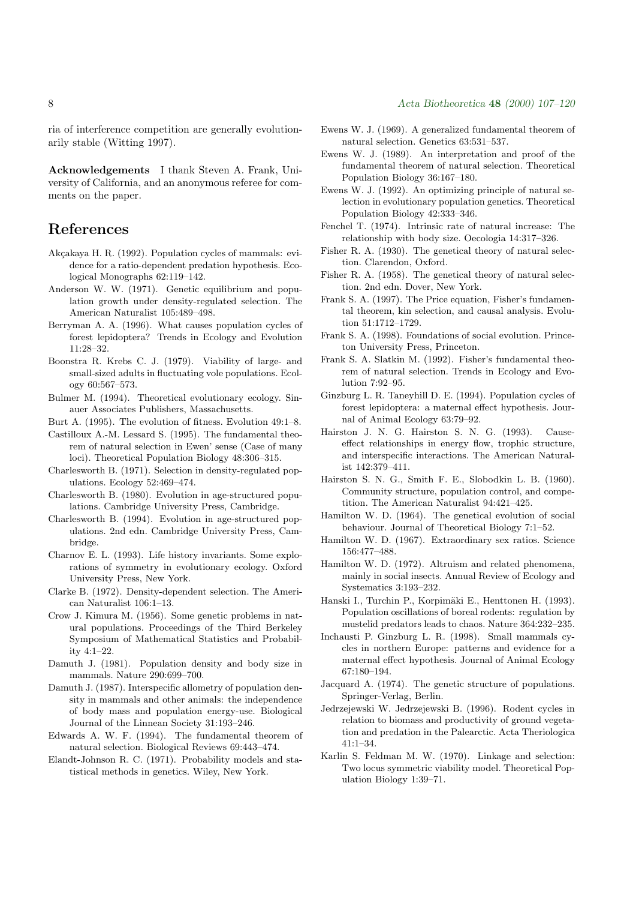ria of interference competition are generally evolutionarily stable (Witting 1997).

**Acknowledgements** I thank Steven A. Frank, University of California, and an anonymous referee for comments on the paper.

# References

Akçakaya H. R. (1992). Population cycles of mammals: evidence for a ratio-dependent predation hypothesis. Ecological Monographs 62:119–142.

Anderson W. W. (1971). Genetic equilibrium and population growth under density-regulated selection. The American Naturalist 105:489–498.

Berryman A. A. (1996). What causes population cycles of forest lepidoptera? Trends in Ecology and Evolution 11:28–32.

Boonstra R. Krebs C. J. (1979). Viability of large- and small-sized adults in fluctuating vole populations. Ecology 60:567–573.

Bulmer M. (1994). Theoretical evolutionary ecology. Sinauer Associates Publishers, Massachusetts.

Burt A. (1995). The evolution of fitness. Evolution 49:1–8.

Castilloux A.-M. Lessard S. (1995). The fundamental theorem of natural selection in Ewen' sense (Case of many loci). Theoretical Population Biology 48:306–315.

Charlesworth B. (1971). Selection in density-regulated populations. Ecology 52:469–474.

Charlesworth B. (1980). Evolution in age-structured populations. Cambridge University Press, Cambridge.

Charlesworth B. (1994). Evolution in age-structured populations. 2nd edn. Cambridge University Press, Cambridge.

Charnov E. L. (1993). Life history invariants. Some explorations of symmetry in evolutionary ecology. Oxford University Press, New York.

Clarke B. (1972). Density-dependent selection. The American Naturalist 106:1–13.

Crow J. Kimura M. (1956). Some genetic problems in natural populations. Proceedings of the Third Berkeley Symposium of Mathematical Statistics and Probability 4:1–22.

Damuth J. (1981). Population density and body size in mammals. Nature 290:699–700.

Damuth J. (1987). Interspecific allometry of population density in mammals and other animals: the independence of body mass and population energy-use. Biological Journal of the Linnean Society 31:193–246.

Edwards A. W. F. (1994). The fundamental theorem of natural selection. Biological Reviews 69:443–474.

Elandt-Johnson R. C. (1971). Probability models and statistical methods in genetics. Wiley, New York.

Ewens W. J. (1969). A generalized fundamental theorem of natural selection. Genetics 63:531–537.

Ewens W. J. (1989). An interpretation and proof of the fundamental theorem of natural selection. Theoretical Population Biology 36:167–180.

Ewens W. J. (1992). An optimizing principle of natural selection in evolutionary population genetics. Theoretical Population Biology 42:333–346.

Fenchel T. (1974). Intrinsic rate of natural increase: The relationship with body size. Oecologia 14:317–326.

Fisher R. A. (1930). The genetical theory of natural selection. Clarendon, Oxford.

Fisher R. A. (1958). The genetical theory of natural selection. 2nd edn. Dover, New York.

Frank S. A. (1997). The Price equation, Fisher's fundamental theorem, kin selection, and causal analysis. Evolution 51:1712–1729.

Frank S. A. (1998). Foundations of social evolution. Princeton University Press, Princeton.

Frank S. A. Slatkin M. (1992). Fisher's fundamental theorem of natural selection. Trends in Ecology and Evolution 7:92–95.

Ginzburg L. R. Taneyhill D. E. (1994). Population cycles of forest lepidoptera: a maternal effect hypothesis. Journal of Animal Ecology 63:79–92.

Hairston J. N. G. Hairston S. N. G. (1993). Cause-effect relationships in energy flow, trophic structure, and interspecific interactions. The American Naturalist 142:379–411.

Hairston S. N. G., Smith F. E., Slobodkin L. B. (1960). Community structure, population control, and competition. The American Naturalist 94:421–425.

Hamilton W. D. (1964). The genetical evolution of social behaviour. Journal of Theoretical Biology 7:1–52.

Hamilton W. D. (1967). Extraordinary sex ratios. Science 156:477–488.

Hamilton W. D. (1972). Altruism and related phenomena, mainly in social insects. Annual Review of Ecology and Systematics 3:193–232.

Hanski I., Turchin P., Korpimäki E., Henttonen H. (1993). Population oscillations of boreal rodents: regulation by mustelid predators leads to chaos. Nature 364:232–235.

Inchausti P. Ginzburg L. R. (1998). Small mammals cycles in northern Europe: patterns and evidence for a maternal effect hypothesis. Journal of Animal Ecology 67:180–194.

Jacquard A. (1974). The genetic structure of populations. Springer-Verlag, Berlin.

Jedrzejewski W. Jedrzejewski B. (1996). Rodent cycles in relation to biomass and productivity of ground vegetation and predation in the Palearctic. Acta Theriologica 41:1–34.

Karlin S. Feldman M. W. (1970). Linkage and selection: Two locus symmetric viability model. Theoretical Population Biology 1:39–71.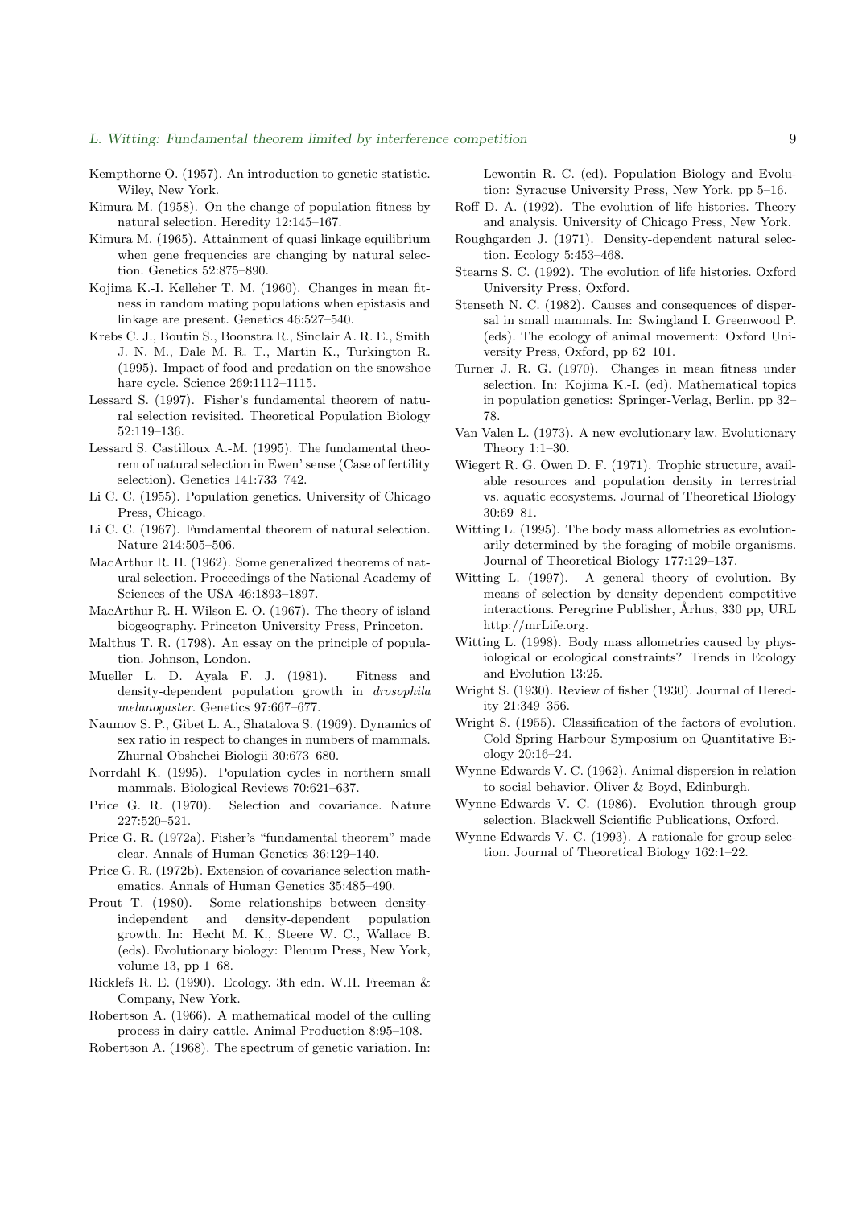Kempthorne O. (1957). An introduction to genetic statistic. Wiley, New York.

Kimura M. (1958). On the change of population fitness by natural selection. Heredity 12:145–167.

Kimura M. (1965). Attainment of quasi linkage equilibrium when gene frequencies are changing by natural selection. Genetics 52:875–890.

Kojima K.-I. Kelleher T. M. (1960). Changes in mean fitness in random mating populations when epistasis and linkage are present. Genetics 46:527–540.

Krebs C. J., Boutin S., Boonstra R., Sinclair A. R. E., Smith J. N. M., Dale M. R. T., Martin K., Turkington R. (1995). Impact of food and predation on the snowshoe hare cycle. Science 269:1112–1115.

Lessard S. (1997). Fisher's fundamental theorem of natural selection revisited. Theoretical Population Biology 52:119–136.

Lessard S. Castilloux A.-M. (1995). The fundamental theorem of natural selection in Ewen' sense (Case of fertility selection). Genetics 141:733–742.

Li C. C. (1955). Population genetics. University of Chicago Press, Chicago.

Li C. C. (1967). Fundamental theorem of natural selection. Nature 214:505–506.

MacArthur R. H. (1962). Some generalized theorems of natural selection. Proceedings of the National Academy of Sciences of the USA 46:1893–1897.

MacArthur R. H. Wilson E. O. (1967). The theory of island biogeography. Princeton University Press, Princeton.

Malthus T. R. (1798). An essay on the principle of population. Johnson, London.

Mueller L. D. Ayala F. J. (1981). Fitness and density-dependent population growth in *drosophila melanogaster*. Genetics 97:667–677.

Naumov S. P., Gibet L. A., Shatalova S. (1969). Dynamics of sex ratio in respect to changes in numbers of mammals. Zhurnal Obshchei Biologii 30:673–680.

Norrdahl K. (1995). Population cycles in northern small mammals. Biological Reviews 70:621–637.

Price G. R. (1970). Selection and covariance. Nature 227:520–521.

Price G. R. (1972a). Fisher's "fundamental theorem" made clear. Annals of Human Genetics 36:129–140.

Price G. R. (1972b). Extension of covariance selection mathematics. Annals of Human Genetics 35:485–490.

Prout T. (1980). Some relationships between density-independent and density-dependent population growth. In: Hecht M. K., Steere W. C., Wallace B. (eds). Evolutionary biology: Plenum Press, New York, volume 13, pp 1–68.

Ricklefs R. E. (1990). Ecology. 3th edn. W.H. Freeman & Company, New York.

Robertson A. (1966). A mathematical model of the culling process in dairy cattle. Animal Production 8:95–108.

Robertson A. (1968). The spectrum of genetic variation. In: Lewontin R. C. (ed). Population Biology and Evolution: Syracuse University Press, New York, pp 5–16.

Roff D. A. (1992). The evolution of life histories. Theory and analysis. University of Chicago Press, New York.

Roughgarden J. (1971). Density-dependent natural selection. Ecology 5:453–468.

Stearns S. C. (1992). The evolution of life histories. Oxford University Press, Oxford.

Stenseth N. C. (1982). Causes and consequences of dispersal in small mammals. In: Swingland I. Greenwood P. (eds). The ecology of animal movement: Oxford University Press, Oxford, pp 62–101.

Turner J. R. G. (1970). Changes in mean fitness under selection. In: Kojima K.-I. (ed). Mathematical topics in population genetics: Springer-Verlag, Berlin, pp 32–78.

Van Valen L. (1973). A new evolutionary law. Evolutionary Theory 1:1–30.

Wiegert R. G. Owen D. F. (1971). Trophic structure, available resources and population density in terrestrial vs. aquatic ecosystems. Journal of Theoretical Biology 30:69–81.

Witting L. (1995). The body mass allometries as evolutionarily determined by the foraging of mobile organisms. Journal of Theoretical Biology 177:129–137.

Witting L. (1997). A general theory of evolution. By means of selection by density dependent competitive interactions. Peregrine Publisher, Århus, 330 pp, URL http://mrLife.org.

Witting L. (1998). Body mass allometries caused by physiological or ecological constraints? Trends in Ecology and Evolution 13:25.

Wright S. (1930). Review of fisher (1930). Journal of Heredity 21:349–356.

Wright S. (1955). Classification of the factors of evolution. Cold Spring Harbour Symposium on Quantitative Biology 20:16–24.

Wynne-Edwards V. C. (1962). Animal dispersion in relation to social behavior. Oliver & Boyd, Edinburgh.

Wynne-Edwards V. C. (1986). Evolution through group selection. Blackwell Scientific Publications, Oxford.

Wynne-Edwards V. C. (1993). A rationale for group selection. Journal of Theoretical Biology 162:1–22.